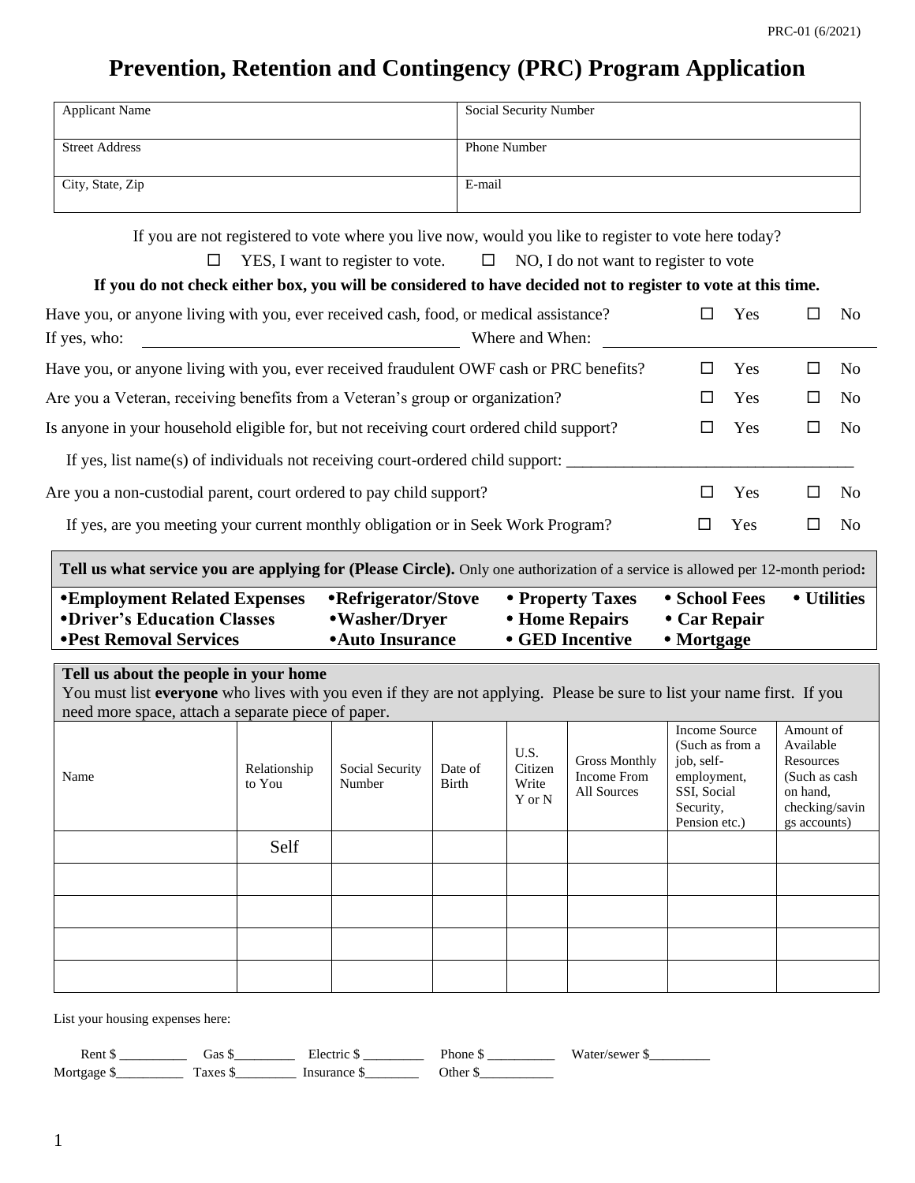PRC-01 (6/2021)

# Prevention, Retention and Contingency (PRC) Program Application

| Applicant Name | Social Security Number |
|---|---|
| Street Address | Phone Number |
| City, State, Zip | E-mail |

If you are not registered to vote where you live now, would you like to register to vote here today?

☐ YES, I want to register to vote. ☐ NO, I do not want to register to vote

**If you do not check either box, you will be considered to have decided not to register to vote at this time.**

Have you, or anyone living with you, ever received cash, food, or medical assistance? ☐ Yes ☐ No

If yes, who: ______________________ Where and When: ______________________

Have you, or anyone living with you, ever received fraudulent OWF cash or PRC benefits? ☐ Yes ☐ No

Are you a Veteran, receiving benefits from a Veteran's group or organization? ☐ Yes ☐ No

Is anyone in your household eligible for, but not receiving court ordered child support? ☐ Yes ☐ No

If yes, list name(s) of individuals not receiving court-ordered child support: ______________________

Are you a non-custodial parent, court ordered to pay child support? ☐ Yes ☐ No

If yes, are you meeting your current monthly obligation or in Seek Work Program? ☐ Yes ☐ No

**Tell us what service you are applying for (Please Circle).** Only one authorization of a service is allowed per 12-month period**:**

- **Employment Related Expenses**
- **Driver's Education Classes**
- **Pest Removal Services**
- **Refrigerator/Stove**
- **Washer/Dryer**
- **Auto Insurance**
- **Property Taxes**
- **Home Repairs**
- **GED Incentive**
- **School Fees**
- **Car Repair**
- **Mortgage**
- **Utilities**

**Tell us about the people in your home**

You must list **everyone** who lives with you even if they are not applying. Please be sure to list your name first. If you need more space, attach a separate piece of paper.

| Name | Relationship to You | Social Security Number | Date of Birth | U.S. Citizen Write Y or N | Gross Monthly Income From All Sources | Income Source (Such as from a job, self-employment, SSI, Social Security, Pension etc.) | Amount of Available Resources (Such as cash on hand, checking/savings accounts) |
|---|---|---|---|---|---|---|---|
| | Self | | | | | | |
| | | | | | | | |
| | | | | | | | |
| | | | | | | | |
| | | | | | | | |

List your housing expenses here:

Rent $ __________ Gas $_________ Electric $ _________ Phone $ __________ Water/sewer $_________

Mortgage $__________ Taxes $_________ Insurance $________ Other $___________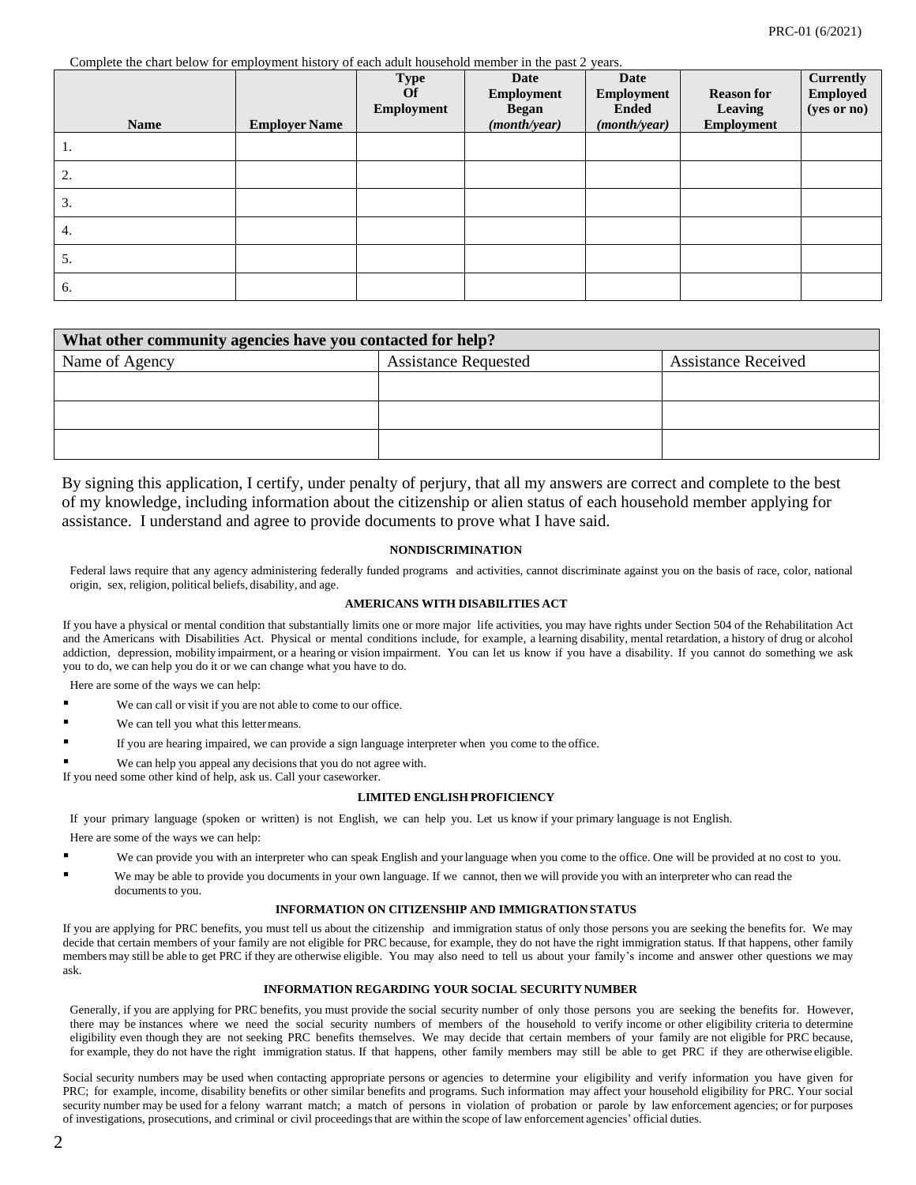Complete the chart below for employment history of each adult household member in the past 2 years.

| Name | Employer Name | Type Of Employment | Date Employment Began *(month/year)* | Date Employment Ended *(month/year)* | Reason for Leaving Employment | Currently Employed (yes or no) |
|---|---|---|---|---|---|---|
| 1. | | | | | | |
| 2. | | | | | | |
| 3. | | | | | | |
| 4. | | | | | | |
| 5. | | | | | | |
| 6. | | | | | | |

| **What other community agencies have you contacted for help?** | | |
|---|---|---|
| Name of Agency | Assistance Requested | Assistance Received |
| | | |
| | | |
| | | |

By signing this application, I certify, under penalty of perjury, that all my answers are correct and complete to the best of my knowledge, including information about the citizenship or alien status of each household member applying for assistance. I understand and agree to provide documents to prove what I have said.

**NONDISCRIMINATION**

Federal laws require that any agency administering federally funded programs and activities, cannot discriminate against you on the basis of race, color, national origin, sex, religion, political beliefs, disability, and age.

**AMERICANS WITH DISABILITIES ACT**

If you have a physical or mental condition that substantially limits one or more major life activities, you may have rights under Section 504 of the Rehabilitation Act and the Americans with Disabilities Act. Physical or mental conditions include, for example, a learning disability, mental retardation, a history of drug or alcohol addiction, depression, mobility impairment, or a hearing or vision impairment. You can let us know if you have a disability. If you cannot do something we ask you to do, we can help you do it or we can change what you have to do.

Here are some of the ways we can help:

- We can call or visit if you are not able to come to our office.
- We can tell you what this letter means.
- If you are hearing impaired, we can provide a sign language interpreter when you come to the office.
- We can help you appeal any decisions that you do not agree with.

If you need some other kind of help, ask us. Call your caseworker.

**LIMITED ENGLISH PROFICIENCY**

If your primary language (spoken or written) is not English, we can help you. Let us know if your primary language is not English.

Here are some of the ways we can help:

- We can provide you with an interpreter who can speak English and your language when you come to the office. One will be provided at no cost to you.
- We may be able to provide you documents in your own language. If we cannot, then we will provide you with an interpreter who can read the documents to you.

**INFORMATION ON CITIZENSHIP AND IMMIGRATION STATUS**

If you are applying for PRC benefits, you must tell us about the citizenship and immigration status of only those persons you are seeking the benefits for. We may decide that certain members of your family are not eligible for PRC because, for example, they do not have the right immigration status. If that happens, other family members may still be able to get PRC if they are otherwise eligible. You may also need to tell us about your family's income and answer other questions we may ask.

**INFORMATION REGARDING YOUR SOCIAL SECURITY NUMBER**

Generally, if you are applying for PRC benefits, you must provide the social security number of only those persons you are seeking the benefits for. However, there may be instances where we need the social security numbers of members of the household to verify income or other eligibility criteria to determine eligibility even though they are not seeking PRC benefits themselves. We may decide that certain members of your family are not eligible for PRC because, for example, they do not have the right immigration status. If that happens, other family members may still be able to get PRC if they are otherwise eligible.

Social security numbers may be used when contacting appropriate persons or agencies to determine your eligibility and verify information you have given for PRC; for example, income, disability benefits or other similar benefits and programs. Such information may affect your household eligibility for PRC. Your social security number may be used for a felony warrant match; a match of persons in violation of probation or parole by law enforcement agencies; or for purposes of investigations, prosecutions, and criminal or civil proceedings that are within the scope of law enforcement agencies' official duties.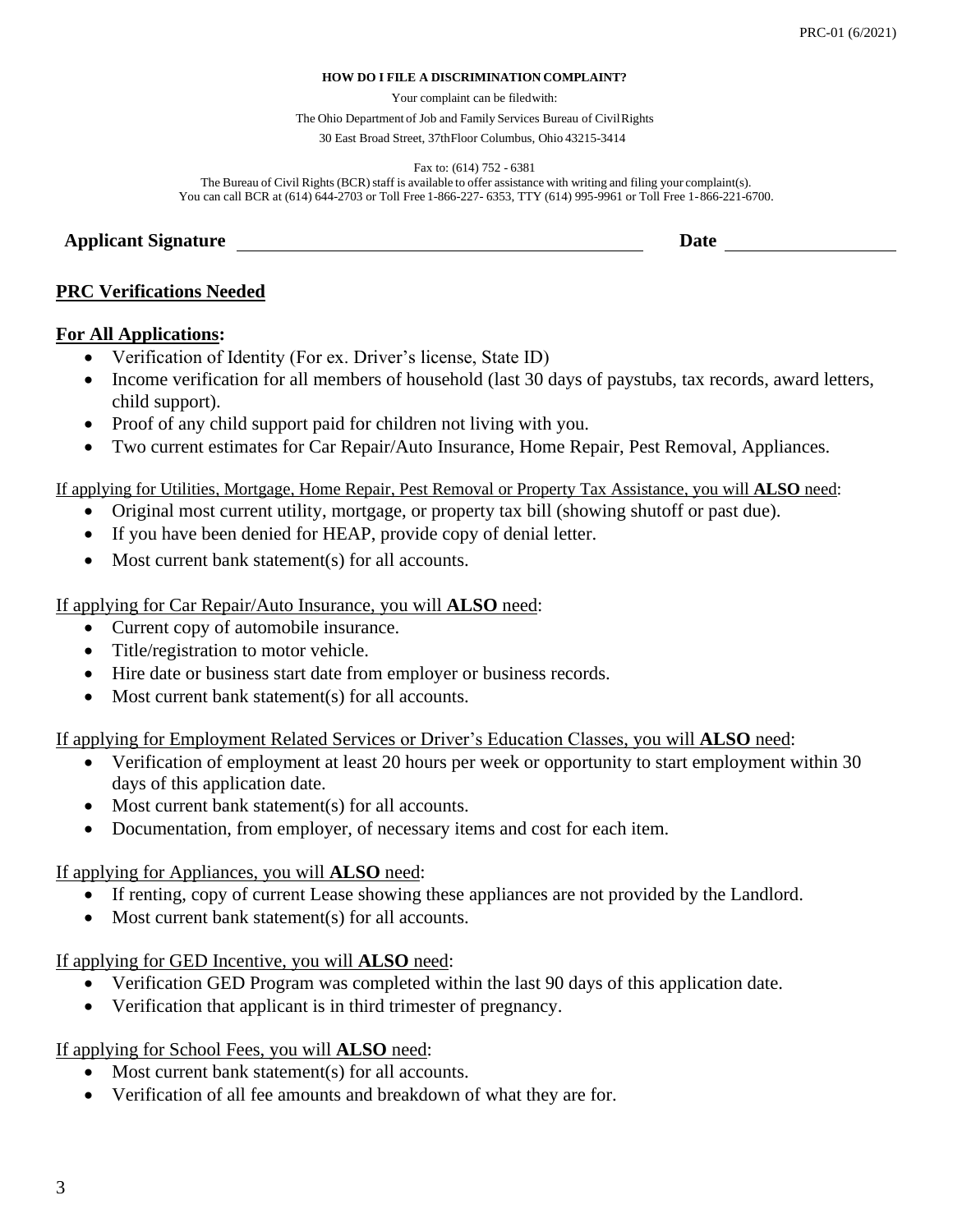**HOW DO I FILE A DISCRIMINATION COMPLAINT?**

Your complaint can be filed with:

The Ohio Department of Job and Family Services Bureau of Civil Rights

30 East Broad Street, 37th Floor Columbus, Ohio 43215-3414

Fax to: (614) 752 - 6381

The Bureau of Civil Rights (BCR) staff is available to offer assistance with writing and filing your complaint(s).
You can call BCR at (614) 644-2703 or Toll Free 1-866-227- 6353, TTY (614) 995-9961 or Toll Free 1-866-221-6700.

**Applicant Signature** ______________________________ **Date** ______________

## PRC Verifications Needed

**For All Applications:**

- Verification of Identity (For ex. Driver's license, State ID)
- Income verification for all members of household (last 30 days of paystubs, tax records, award letters, child support).
- Proof of any child support paid for children not living with you.
- Two current estimates for Car Repair/Auto Insurance, Home Repair, Pest Removal, Appliances.

If applying for Utilities, Mortgage, Home Repair, Pest Removal or Property Tax Assistance, you will **ALSO** need:

- Original most current utility, mortgage, or property tax bill (showing shutoff or past due).
- If you have been denied for HEAP, provide copy of denial letter.
- Most current bank statement(s) for all accounts.

If applying for Car Repair/Auto Insurance, you will **ALSO** need:

- Current copy of automobile insurance.
- Title/registration to motor vehicle.
- Hire date or business start date from employer or business records.
- Most current bank statement(s) for all accounts.

If applying for Employment Related Services or Driver's Education Classes, you will **ALSO** need:

- Verification of employment at least 20 hours per week or opportunity to start employment within 30 days of this application date.
- Most current bank statement(s) for all accounts.
- Documentation, from employer, of necessary items and cost for each item.

If applying for Appliances, you will **ALSO** need:

- If renting, copy of current Lease showing these appliances are not provided by the Landlord.
- Most current bank statement(s) for all accounts.

If applying for GED Incentive, you will **ALSO** need:

- Verification GED Program was completed within the last 90 days of this application date.
- Verification that applicant is in third trimester of pregnancy.

If applying for School Fees, you will **ALSO** need:

- Most current bank statement(s) for all accounts.
- Verification of all fee amounts and breakdown of what they are for.